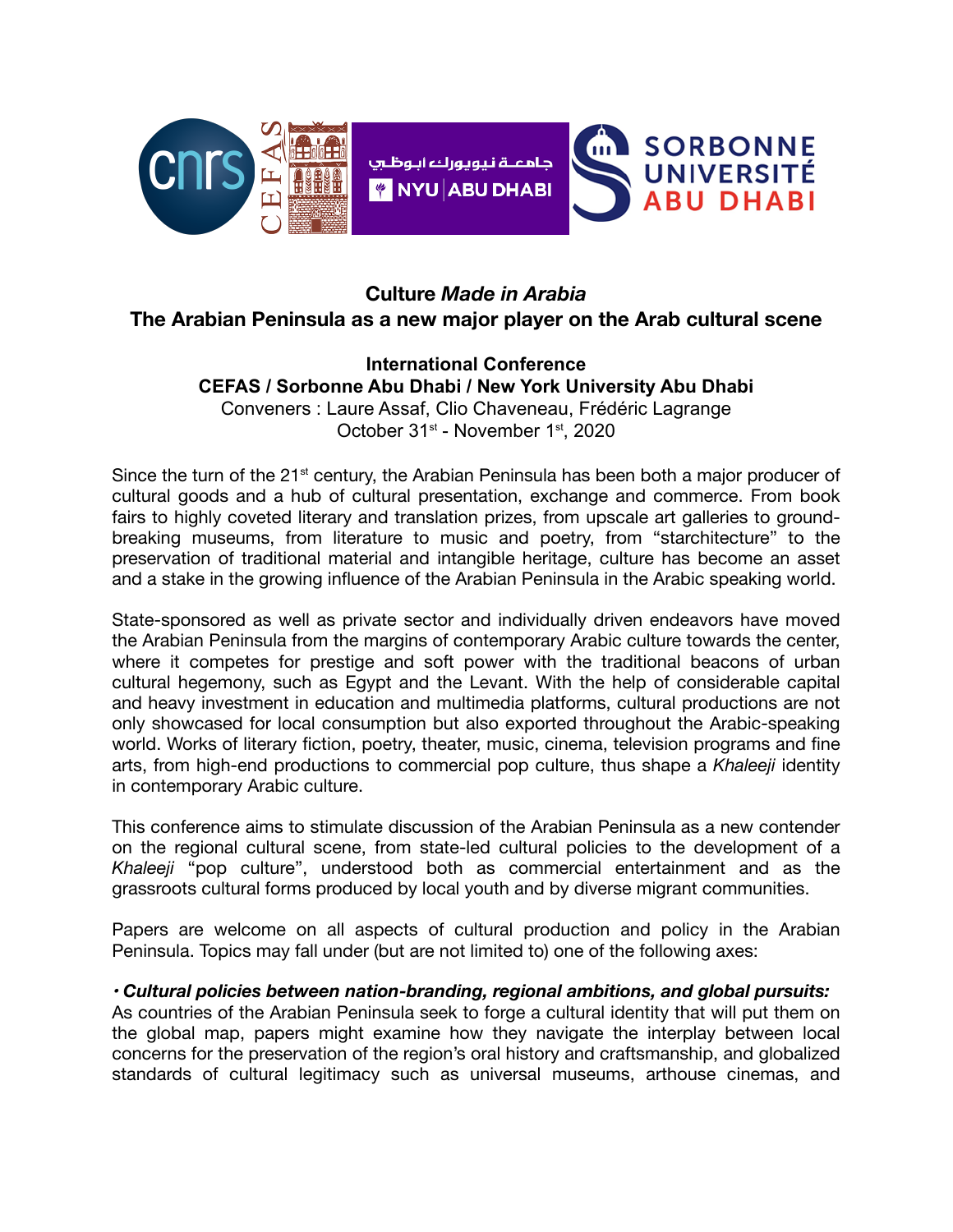# Culture *Made in Arabia*

## The Arabian Peninsula as a new major player on the Arab cultural scene

**International Conference**
**CEFAS / Sorbonne Abu Dhabi / New York University Abu Dhabi**
Conveners : Laure Assaf, Clio Chaveneau, Frédéric Lagrange
October 31st - November 1st, 2020

Since the turn of the 21st century, the Arabian Peninsula has been both a major producer of cultural goods and a hub of cultural presentation, exchange and commerce. From book fairs to highly coveted literary and translation prizes, from upscale art galleries to ground-breaking museums, from literature to music and poetry, from "starchitecture" to the preservation of traditional material and intangible heritage, culture has become an asset and a stake in the growing influence of the Arabian Peninsula in the Arabic speaking world.

State-sponsored as well as private sector and individually driven endeavors have moved the Arabian Peninsula from the margins of contemporary Arabic culture towards the center, where it competes for prestige and soft power with the traditional beacons of urban cultural hegemony, such as Egypt and the Levant. With the help of considerable capital and heavy investment in education and multimedia platforms, cultural productions are not only showcased for local consumption but also exported throughout the Arabic-speaking world. Works of literary fiction, poetry, theater, music, cinema, television programs and fine arts, from high-end productions to commercial pop culture, thus shape a *Khaleeji* identity in contemporary Arabic culture.

This conference aims to stimulate discussion of the Arabian Peninsula as a new contender on the regional cultural scene, from state-led cultural policies to the development of a *Khaleeji* "pop culture", understood both as commercial entertainment and as the grassroots cultural forms produced by local youth and by diverse migrant communities.

Papers are welcome on all aspects of cultural production and policy in the Arabian Peninsula. Topics may fall under (but are not limited to) one of the following axes:

***• Cultural policies between nation-branding, regional ambitions, and global pursuits:***
As countries of the Arabian Peninsula seek to forge a cultural identity that will put them on the global map, papers might examine how they navigate the interplay between local concerns for the preservation of the region's oral history and craftsmanship, and globalized standards of cultural legitimacy such as universal museums, arthouse cinemas, and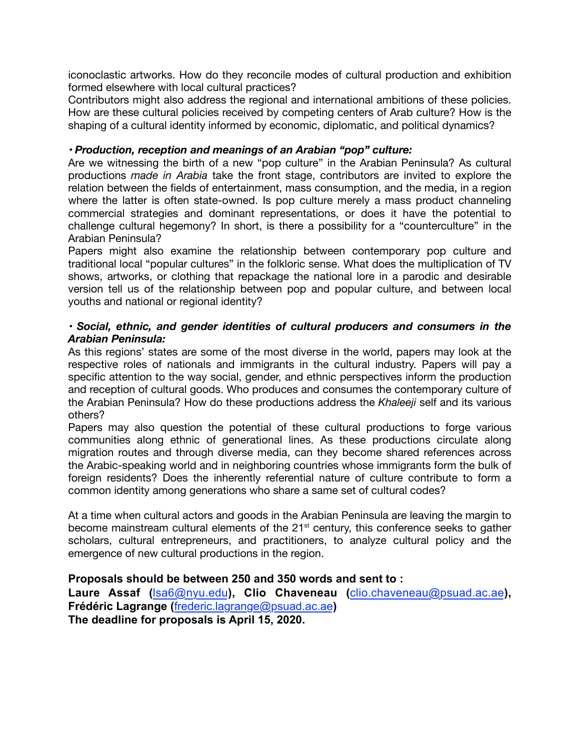iconoclastic artworks. How do they reconcile modes of cultural production and exhibition formed elsewhere with local cultural practices?
Contributors might also address the regional and international ambitions of these policies. How are these cultural policies received by competing centers of Arab culture? How is the shaping of a cultural identity informed by economic, diplomatic, and political dynamics?

***• Production, reception and meanings of an Arabian "pop" culture:***
Are we witnessing the birth of a new "pop culture" in the Arabian Peninsula? As cultural productions *made in Arabia* take the front stage, contributors are invited to explore the relation between the fields of entertainment, mass consumption, and the media, in a region where the latter is often state-owned. Is pop culture merely a mass product channeling commercial strategies and dominant representations, or does it have the potential to challenge cultural hegemony? In short, is there a possibility for a "counterculture" in the Arabian Peninsula?
Papers might also examine the relationship between contemporary pop culture and traditional local "popular cultures" in the folkloric sense. What does the multiplication of TV shows, artworks, or clothing that repackage the national lore in a parodic and desirable version tell us of the relationship between pop and popular culture, and between local youths and national or regional identity?

***• Social, ethnic, and gender identities of cultural producers and consumers in the Arabian Peninsula:***
As this regions' states are some of the most diverse in the world, papers may look at the respective roles of nationals and immigrants in the cultural industry. Papers will pay a specific attention to the way social, gender, and ethnic perspectives inform the production and reception of cultural goods. Who produces and consumes the contemporary culture of the Arabian Peninsula? How do these productions address the *Khaleeji* self and its various others?
Papers may also question the potential of these cultural productions to forge various communities along ethnic of generational lines. As these productions circulate along migration routes and through diverse media, can they become shared references across the Arabic-speaking world and in neighboring countries whose immigrants form the bulk of foreign residents? Does the inherently referential nature of culture contribute to form a common identity among generations who share a same set of cultural codes?

At a time when cultural actors and goods in the Arabian Peninsula are leaving the margin to become mainstream cultural elements of the 21st century, this conference seeks to gather scholars, cultural entrepreneurs, and practitioners, to analyze cultural policy and the emergence of new cultural productions in the region.

**Proposals should be between 250 and 350 words and sent to :**
**Laure Assaf (lsa6@nyu.edu), Clio Chaveneau (clio.chaveneau@psuad.ac.ae), Frédéric Lagrange (frederic.lagrange@psuad.ac.ae)**
**The deadline for proposals is April 15, 2020.**